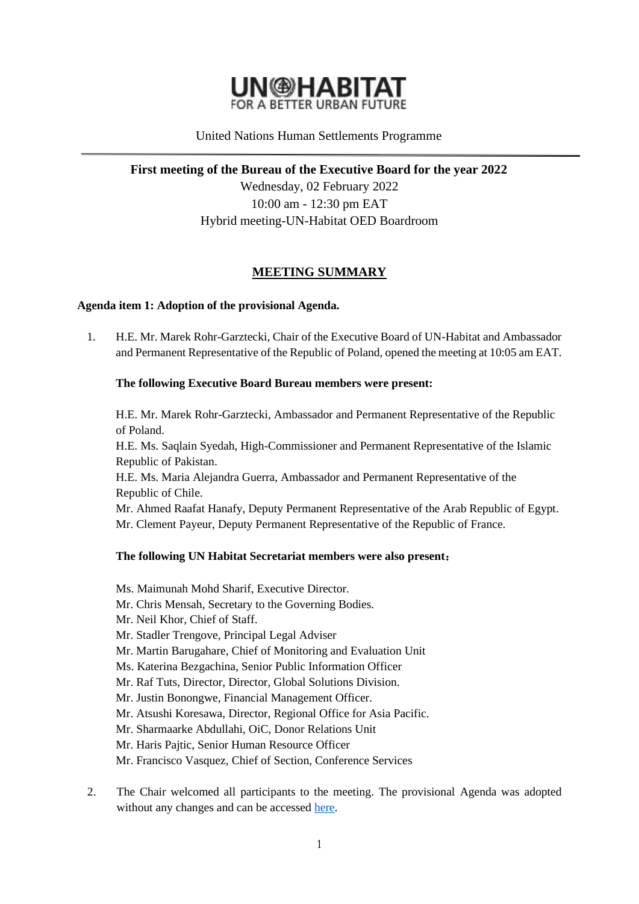UN-HABITAT
FOR A BETTER URBAN FUTURE

United Nations Human Settlements Programme

---

**First meeting of the Bureau of the Executive Board for the year 2022**

Wednesday, 02 February 2022

10:00 am - 12:30 pm EAT

Hybrid meeting-UN-Habitat OED Boardroom

## MEETING SUMMARY

**Agenda item 1: Adoption of the provisional Agenda.**

1. H.E. Mr. Marek Rohr-Garztecki, Chair of the Executive Board of UN-Habitat and Ambassador and Permanent Representative of the Republic of Poland, opened the meeting at 10:05 am EAT.

   **The following Executive Board Bureau members were present:**

   H.E. Mr. Marek Rohr-Garztecki, Ambassador and Permanent Representative of the Republic of Poland.
   H.E. Ms. Saqlain Syedah, High-Commissioner and Permanent Representative of the Islamic Republic of Pakistan.
   H.E. Ms. Maria Alejandra Guerra, Ambassador and Permanent Representative of the Republic of Chile.
   Mr. Ahmed Raafat Hanafy, Deputy Permanent Representative of the Arab Republic of Egypt.
   Mr. Clement Payeur, Deputy Permanent Representative of the Republic of France.

   **The following UN Habitat Secretariat members were also present：**

   Ms. Maimunah Mohd Sharif, Executive Director.
   Mr. Chris Mensah, Secretary to the Governing Bodies.
   Mr. Neil Khor, Chief of Staff.
   Mr. Stadler Trengove, Principal Legal Adviser
   Mr. Martin Barugahare, Chief of Monitoring and Evaluation Unit
   Ms. Katerina Bezgachina, Senior Public Information Officer
   Mr. Raf Tuts, Director, Director, Global Solutions Division.
   Mr. Justin Bonongwe, Financial Management Officer.
   Mr. Atsushi Koresawa, Director, Regional Office for Asia Pacific.
   Mr. Sharmaarke Abdullahi, OiC, Donor Relations Unit
   Mr. Haris Pajtic, Senior Human Resource Officer
   Mr. Francisco Vasquez, Chief of Section, Conference Services

2. The Chair welcomed all participants to the meeting. The provisional Agenda was adopted without any changes and can be accessed here.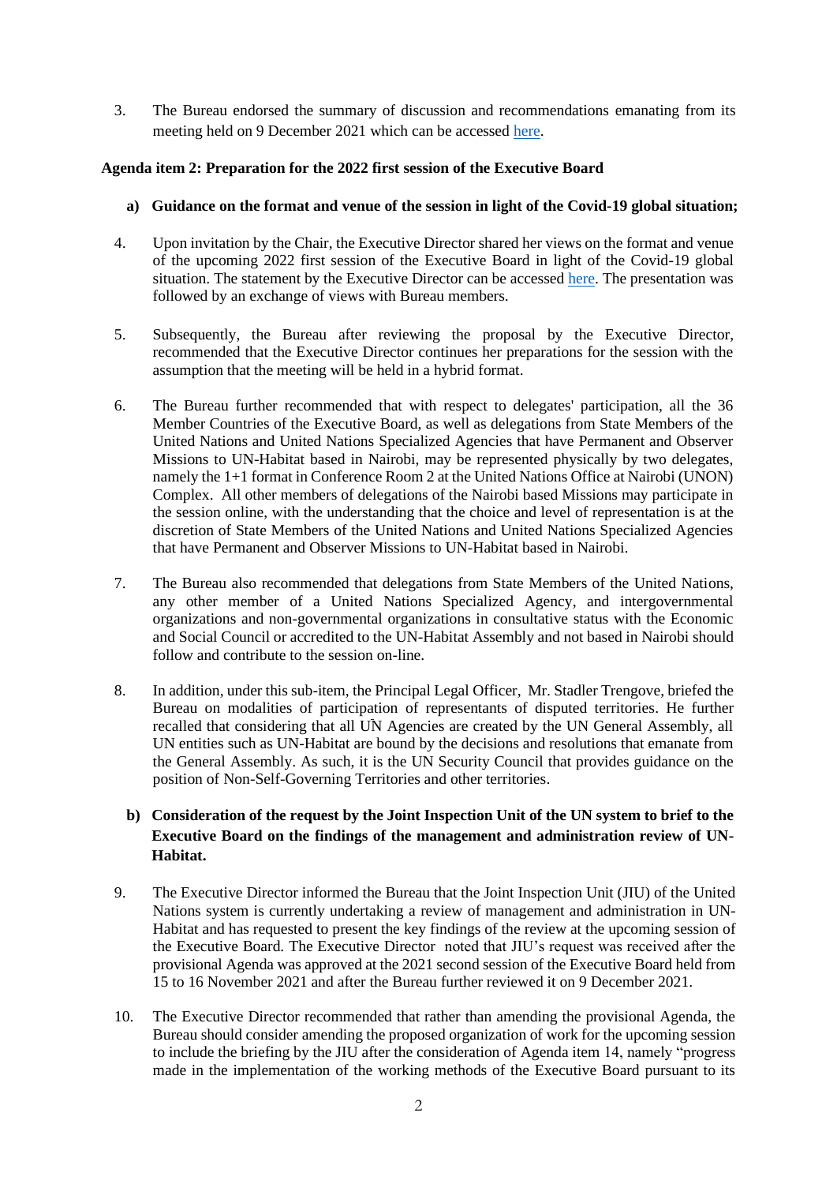3. The Bureau endorsed the summary of discussion and recommendations emanating from its meeting held on 9 December 2021 which can be accessed here.

**Agenda item 2: Preparation for the 2022 first session of the Executive Board**

**a) Guidance on the format and venue of the session in light of the Covid-19 global situation;**

4. Upon invitation by the Chair, the Executive Director shared her views on the format and venue of the upcoming 2022 first session of the Executive Board in light of the Covid-19 global situation. The statement by the Executive Director can be accessed here. The presentation was followed by an exchange of views with Bureau members.

5. Subsequently, the Bureau after reviewing the proposal by the Executive Director, recommended that the Executive Director continues her preparations for the session with the assumption that the meeting will be held in a hybrid format.

6. The Bureau further recommended that with respect to delegates' participation, all the 36 Member Countries of the Executive Board, as well as delegations from State Members of the United Nations and United Nations Specialized Agencies that have Permanent and Observer Missions to UN-Habitat based in Nairobi, may be represented physically by two delegates, namely the 1+1 format in Conference Room 2 at the United Nations Office at Nairobi (UNON) Complex. All other members of delegations of the Nairobi based Missions may participate in the session online, with the understanding that the choice and level of representation is at the discretion of State Members of the United Nations and United Nations Specialized Agencies that have Permanent and Observer Missions to UN-Habitat based in Nairobi.

7. The Bureau also recommended that delegations from State Members of the United Nations, any other member of a United Nations Specialized Agency, and intergovernmental organizations and non-governmental organizations in consultative status with the Economic and Social Council or accredited to the UN-Habitat Assembly and not based in Nairobi should follow and contribute to the session on-line.

8. In addition, under this sub-item, the Principal Legal Officer, Mr. Stadler Trengove, briefed the Bureau on modalities of participation of representants of disputed territories. He further recalled that considering that all UN Agencies are created by the UN General Assembly, all UN entities such as UN-Habitat are bound by the decisions and resolutions that emanate from the General Assembly. As such, it is the UN Security Council that provides guidance on the position of Non-Self-Governing Territories and other territories.

**b) Consideration of the request by the Joint Inspection Unit of the UN system to brief to the Executive Board on the findings of the management and administration review of UN-Habitat.**

9. The Executive Director informed the Bureau that the Joint Inspection Unit (JIU) of the United Nations system is currently undertaking a review of management and administration in UN-Habitat and has requested to present the key findings of the review at the upcoming session of the Executive Board. The Executive Director noted that JIU's request was received after the provisional Agenda was approved at the 2021 second session of the Executive Board held from 15 to 16 November 2021 and after the Bureau further reviewed it on 9 December 2021.

10. The Executive Director recommended that rather than amending the provisional Agenda, the Bureau should consider amending the proposed organization of work for the upcoming session to include the briefing by the JIU after the consideration of Agenda item 14, namely "progress made in the implementation of the working methods of the Executive Board pursuant to its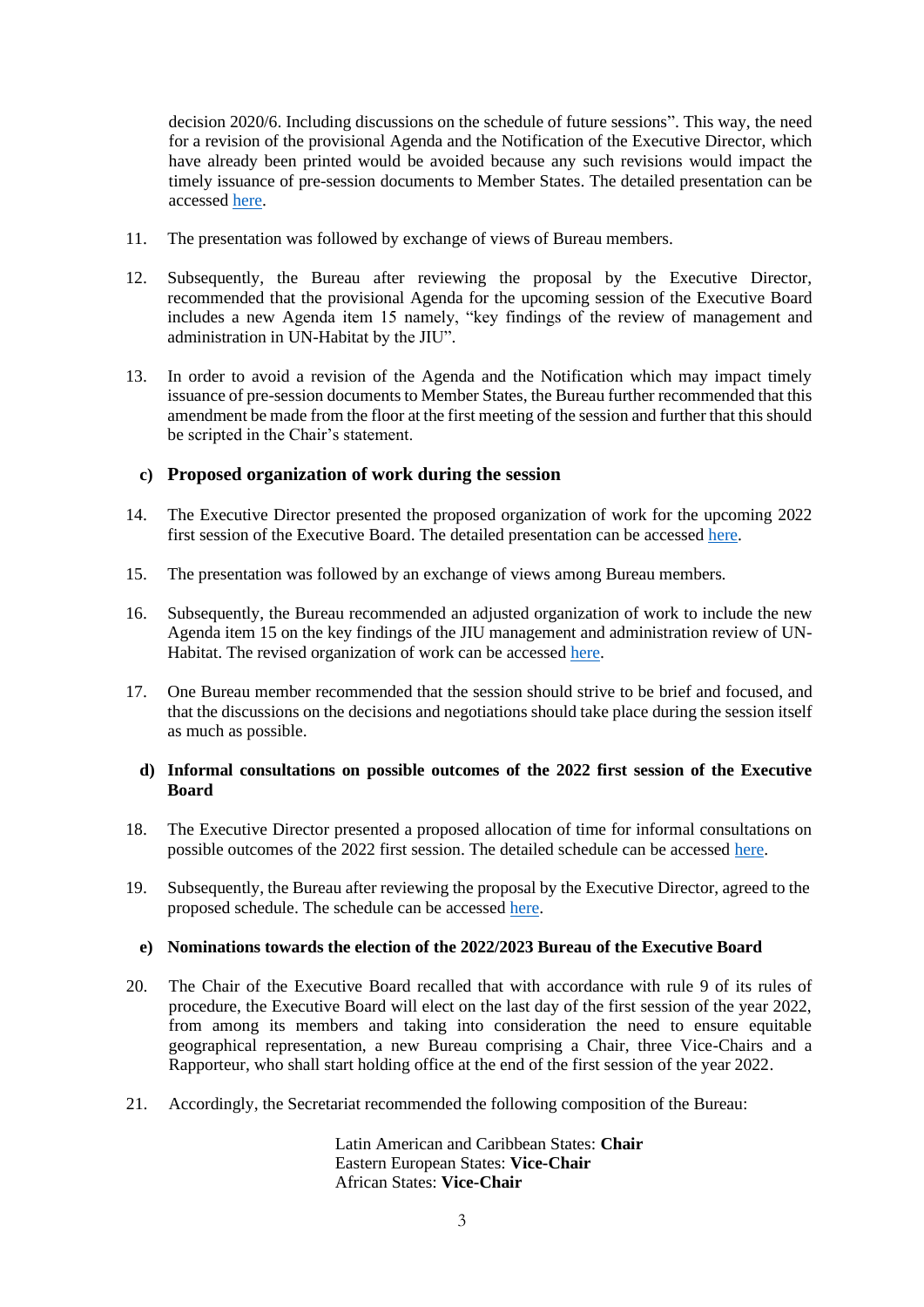decision 2020/6. Including discussions on the schedule of future sessions". This way, the need for a revision of the provisional Agenda and the Notification of the Executive Director, which have already been printed would be avoided because any such revisions would impact the timely issuance of pre-session documents to Member States. The detailed presentation can be accessed here.

11. The presentation was followed by exchange of views of Bureau members.

12. Subsequently, the Bureau after reviewing the proposal by the Executive Director, recommended that the provisional Agenda for the upcoming session of the Executive Board includes a new Agenda item 15 namely, "key findings of the review of management and administration in UN-Habitat by the JIU".

13. In order to avoid a revision of the Agenda and the Notification which may impact timely issuance of pre-session documents to Member States, the Bureau further recommended that this amendment be made from the floor at the first meeting of the session and further that this should be scripted in the Chair's statement.

### c) Proposed organization of work during the session

14. The Executive Director presented the proposed organization of work for the upcoming 2022 first session of the Executive Board. The detailed presentation can be accessed here.

15. The presentation was followed by an exchange of views among Bureau members.

16. Subsequently, the Bureau recommended an adjusted organization of work to include the new Agenda item 15 on the key findings of the JIU management and administration review of UN-Habitat. The revised organization of work can be accessed here.

17. One Bureau member recommended that the session should strive to be brief and focused, and that the discussions on the decisions and negotiations should take place during the session itself as much as possible.

### d) Informal consultations on possible outcomes of the 2022 first session of the Executive Board

18. The Executive Director presented a proposed allocation of time for informal consultations on possible outcomes of the 2022 first session. The detailed schedule can be accessed here.

19. Subsequently, the Bureau after reviewing the proposal by the Executive Director, agreed to the proposed schedule. The schedule can be accessed here.

### e) Nominations towards the election of the 2022/2023 Bureau of the Executive Board

20. The Chair of the Executive Board recalled that with accordance with rule 9 of its rules of procedure, the Executive Board will elect on the last day of the first session of the year 2022, from among its members and taking into consideration the need to ensure equitable geographical representation, a new Bureau comprising a Chair, three Vice-Chairs and a Rapporteur, who shall start holding office at the end of the first session of the year 2022.

21. Accordingly, the Secretariat recommended the following composition of the Bureau:

Latin American and Caribbean States: **Chair**
Eastern European States: **Vice-Chair**
African States: **Vice-Chair**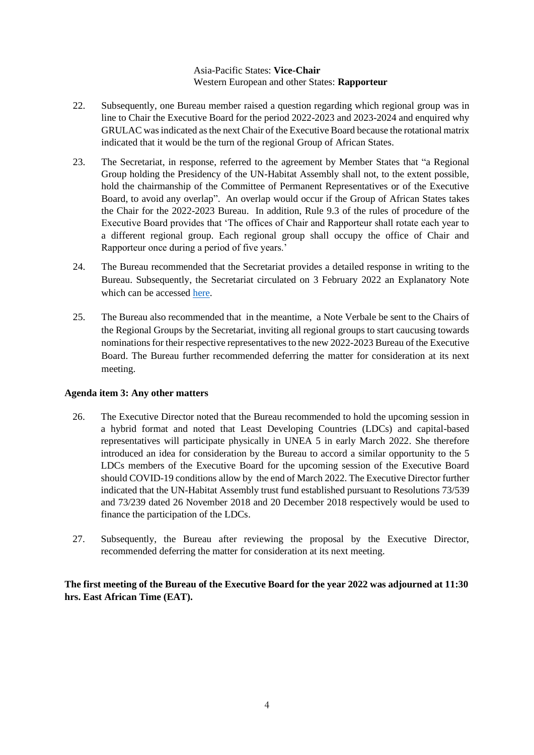Asia-Pacific States: **Vice-Chair**
Western European and other States: **Rapporteur**

22. Subsequently, one Bureau member raised a question regarding which regional group was in line to Chair the Executive Board for the period 2022-2023 and 2023-2024 and enquired why GRULAC was indicated as the next Chair of the Executive Board because the rotational matrix indicated that it would be the turn of the regional Group of African States.

23. The Secretariat, in response, referred to the agreement by Member States that "a Regional Group holding the Presidency of the UN-Habitat Assembly shall not, to the extent possible, hold the chairmanship of the Committee of Permanent Representatives or of the Executive Board, to avoid any overlap". An overlap would occur if the Group of African States takes the Chair for the 2022-2023 Bureau. In addition, Rule 9.3 of the rules of procedure of the Executive Board provides that 'The offices of Chair and Rapporteur shall rotate each year to a different regional group. Each regional group shall occupy the office of Chair and Rapporteur once during a period of five years.'

24. The Bureau recommended that the Secretariat provides a detailed response in writing to the Bureau. Subsequently, the Secretariat circulated on 3 February 2022 an Explanatory Note which can be accessed here.

25. The Bureau also recommended that in the meantime, a Note Verbale be sent to the Chairs of the Regional Groups by the Secretariat, inviting all regional groups to start caucusing towards nominations for their respective representatives to the new 2022-2023 Bureau of the Executive Board. The Bureau further recommended deferring the matter for consideration at its next meeting.

**Agenda item 3: Any other matters**

26. The Executive Director noted that the Bureau recommended to hold the upcoming session in a hybrid format and noted that Least Developing Countries (LDCs) and capital-based representatives will participate physically in UNEA 5 in early March 2022. She therefore introduced an idea for consideration by the Bureau to accord a similar opportunity to the 5 LDCs members of the Executive Board for the upcoming session of the Executive Board should COVID-19 conditions allow by the end of March 2022. The Executive Director further indicated that the UN-Habitat Assembly trust fund established pursuant to Resolutions 73/539 and 73/239 dated 26 November 2018 and 20 December 2018 respectively would be used to finance the participation of the LDCs.

27. Subsequently, the Bureau after reviewing the proposal by the Executive Director, recommended deferring the matter for consideration at its next meeting.

**The first meeting of the Bureau of the Executive Board for the year 2022 was adjourned at 11:30 hrs. East African Time (EAT).**